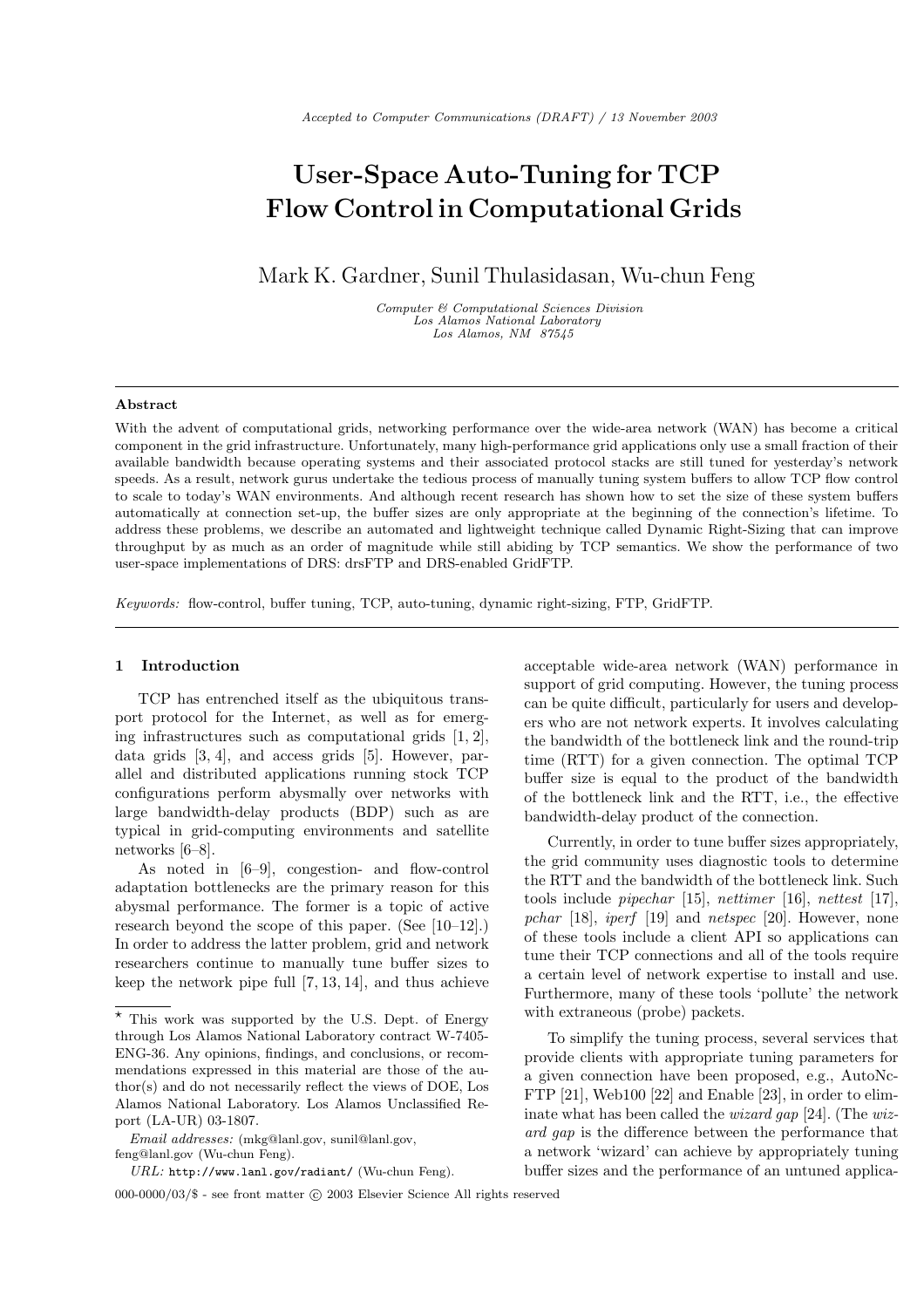# User-Space Auto-Tuning for TCP Flow Control in Computational Grids

Mark K. Gardner, Sunil Thulasidasan, Wu-chun Feng

*Computer & Computational Sciences Division*
*Los Alamos National Laboratory*
*Los Alamos, NM 87545*

---

**Abstract**

With the advent of computational grids, networking performance over the wide-area network (WAN) has become a critical component in the grid infrastructure. Unfortunately, many high-performance grid applications only use a small fraction of their available bandwidth because operating systems and their associated protocol stacks are still tuned for yesterday's network speeds. As a result, network gurus undertake the tedious process of manually tuning system buffers to allow TCP flow control to scale to today's WAN environments. And although recent research has shown how to set the size of these system buffers automatically at connection set-up, the buffer sizes are only appropriate at the beginning of the connection's lifetime. To address these problems, we describe an automated and lightweight technique called Dynamic Right-Sizing that can improve throughput by as much as an order of magnitude while still abiding by TCP semantics. We show the performance of two user-space implementations of DRS: drsFTP and DRS-enabled GridFTP.

*Keywords:* flow-control, buffer tuning, TCP, auto-tuning, dynamic right-sizing, FTP, GridFTP.

---

## 1 Introduction

TCP has entrenched itself as the ubiquitous transport protocol for the Internet, as well as for emerging infrastructures such as computational grids [1, 2], data grids [3, 4], and access grids [5]. However, parallel and distributed applications running stock TCP configurations perform abysmally over networks with large bandwidth-delay products (BDP) such as are typical in grid-computing environments and satellite networks [6–8].

As noted in [6–9], congestion- and flow-control adaptation bottlenecks are the primary reason for this abysmal performance. The former is a topic of active research beyond the scope of this paper. (See [10–12].) In order to address the latter problem, grid and network researchers continue to manually tune buffer sizes to keep the network pipe full [7, 13, 14], and thus achieve acceptable wide-area network (WAN) performance in support of grid computing. However, the tuning process can be quite difficult, particularly for users and developers who are not network experts. It involves calculating the bandwidth of the bottleneck link and the round-trip time (RTT) for a given connection. The optimal TCP buffer size is equal to the product of the bandwidth of the bottleneck link and the RTT, i.e., the effective bandwidth-delay product of the connection.

Currently, in order to tune buffer sizes appropriately, the grid community uses diagnostic tools to determine the RTT and the bandwidth of the bottleneck link. Such tools include *pipechar* [15], *nettimer* [16], *nettest* [17], *pchar* [18], *iperf* [19] and *netspec* [20]. However, none of these tools include a client API so applications can tune their TCP connections and all of the tools require a certain level of network expertise to install and use. Furthermore, many of these tools 'pollute' the network with extraneous (probe) packets.

To simplify the tuning process, several services that provide clients with appropriate tuning parameters for a given connection have been proposed, e.g., AutoNcFTP [21], Web100 [22] and Enable [23], in order to eliminate what has been called the *wizard gap* [24]. (The *wizard gap* is the difference between the performance that a network 'wizard' can achieve by appropriately tuning buffer sizes and the performance of an untuned applica-

---

⋆ This work was supported by the U.S. Dept. of Energy through Los Alamos National Laboratory contract W-7405-ENG-36. Any opinions, findings, and conclusions, or recommendations expressed in this material are those of the author(s) and do not necessarily reflect the views of DOE, Los Alamos National Laboratory. Los Alamos Unclassified Report (LA-UR) 03-1807.

*Email addresses:* (mkg@lanl.gov, sunil@lanl.gov, feng@lanl.gov (Wu-chun Feng).

*URL:* http://www.lanl.gov/radiant/ (Wu-chun Feng).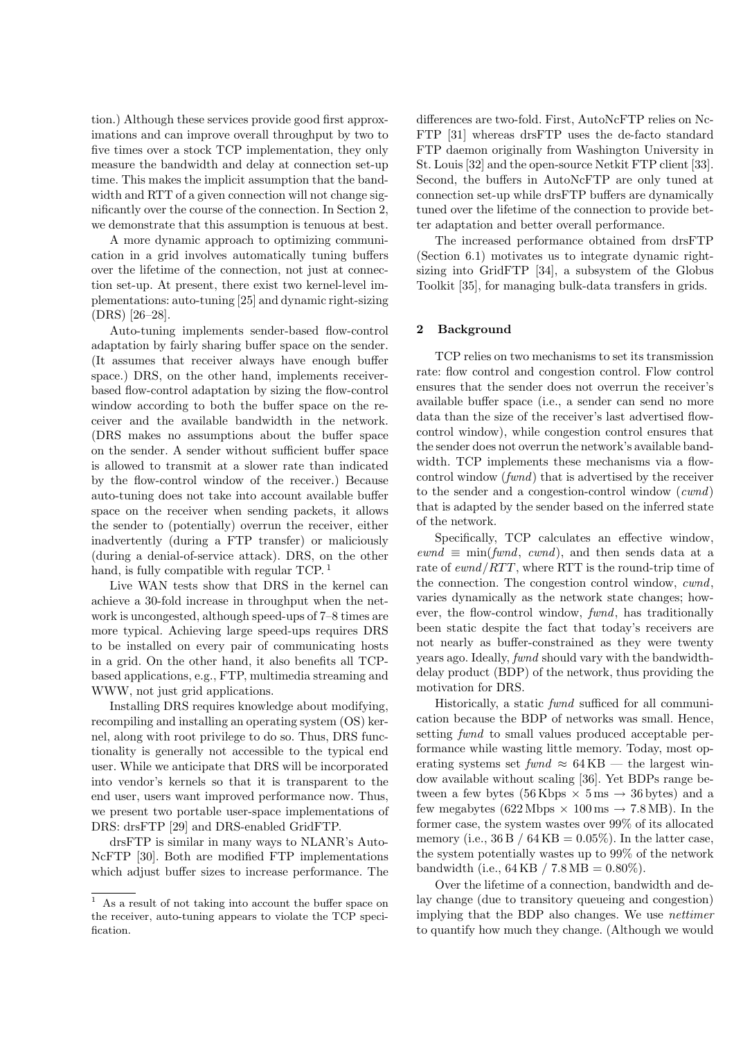tion.) Although these services provide good first approximations and can improve overall throughput by two to five times over a stock TCP implementation, they only measure the bandwidth and delay at connection set-up time. This makes the implicit assumption that the bandwidth and RTT of a given connection will not change significantly over the course of the connection. In Section 2, we demonstrate that this assumption is tenuous at best.

A more dynamic approach to optimizing communication in a grid involves automatically tuning buffers over the lifetime of the connection, not just at connection set-up. At present, there exist two kernel-level implementations: auto-tuning [25] and dynamic right-sizing (DRS) [26–28].

Auto-tuning implements sender-based flow-control adaptation by fairly sharing buffer space on the sender. (It assumes that receiver always have enough buffer space.) DRS, on the other hand, implements receiver-based flow-control adaptation by sizing the flow-control window according to both the buffer space on the receiver and the available bandwidth in the network. (DRS makes no assumptions about the buffer space on the sender. A sender without sufficient buffer space is allowed to transmit at a slower rate than indicated by the flow-control window of the receiver.) Because auto-tuning does not take into account available buffer space on the receiver when sending packets, it allows the sender to (potentially) overrun the receiver, either inadvertently (during a FTP transfer) or maliciously (during a denial-of-service attack). DRS, on the other hand, is fully compatible with regular TCP. [1]

Live WAN tests show that DRS in the kernel can achieve a 30-fold increase in throughput when the network is uncongested, although speed-ups of 7–8 times are more typical. Achieving large speed-ups requires DRS to be installed on every pair of communicating hosts in a grid. On the other hand, it also benefits all TCP-based applications, e.g., FTP, multimedia streaming and WWW, not just grid applications.

Installing DRS requires knowledge about modifying, recompiling and installing an operating system (OS) kernel, along with root privilege to do so. Thus, DRS functionality is generally not accessible to the typical end user. While we anticipate that DRS will be incorporated into vendor's kernels so that it is transparent to the end user, users want improved performance now. Thus, we present two portable user-space implementations of DRS: drsFTP [29] and DRS-enabled GridFTP.

drsFTP is similar in many ways to NLANR's AutoNcFTP [30]. Both are modified FTP implementations which adjust buffer sizes to increase performance. The differences are two-fold. First, AutoNcFTP relies on NcFTP [31] whereas drsFTP uses the de-facto standard FTP daemon originally from Washington University in St. Louis [32] and the open-source Netkit FTP client [33]. Second, the buffers in AutoNcFTP are only tuned at connection set-up while drsFTP buffers are dynamically tuned over the lifetime of the connection to provide better adaptation and better overall performance.

The increased performance obtained from drsFTP (Section 6.1) motivates us to integrate dynamic right-sizing into GridFTP [34], a subsystem of the Globus Toolkit [35], for managing bulk-data transfers in grids.

## 2 Background

TCP relies on two mechanisms to set its transmission rate: flow control and congestion control. Flow control ensures that the sender does not overrun the receiver's available buffer space (i.e., a sender can send no more data than the size of the receiver's last advertised flow-control window), while congestion control ensures that the sender does not overrun the network's available bandwidth. TCP implements these mechanisms via a flow-control window (*fwnd*) that is advertised by the receiver to the sender and a congestion-control window (*cwnd*) that is adapted by the sender based on the inferred state of the network.

Specifically, TCP calculates an effective window, $ewnd \equiv \min(fwnd,\ cwnd)$, and then sends data at a rate of $ewnd/RTT$, where RTT is the round-trip time of the connection. The congestion control window, *cwnd*, varies dynamically as the network state changes; however, the flow-control window, *fwnd*, has traditionally been static despite the fact that today's receivers are not nearly as buffer-constrained as they were twenty years ago. Ideally, *fwnd* should vary with the bandwidth-delay product (BDP) of the network, thus providing the motivation for DRS.

Historically, a static *fwnd* sufficed for all communication because the BDP of networks was small. Hence, setting *fwnd* to small values produced acceptable performance while wasting little memory. Today, most operating systems set $fwnd \approx 64$ KB — the largest window available without scaling [36]. Yet BDPs range between a few bytes (56 Kbps × 5 ms → 36 bytes) and a few megabytes (622 Mbps × 100 ms → 7.8 MB). In the former case, the system wastes over 99% of its allocated memory (i.e., 36 B / 64 KB = 0.05%). In the latter case, the system potentially wastes up to 99% of the network bandwidth (i.e., 64 KB / 7.8 MB = 0.80%).

Over the lifetime of a connection, bandwidth and delay change (due to transitory queueing and congestion) implying that the BDP also changes. We use *nettimer* to quantify how much they change. (Although we would

[1] As a result of not taking into account the buffer space on the receiver, auto-tuning appears to violate the TCP specification.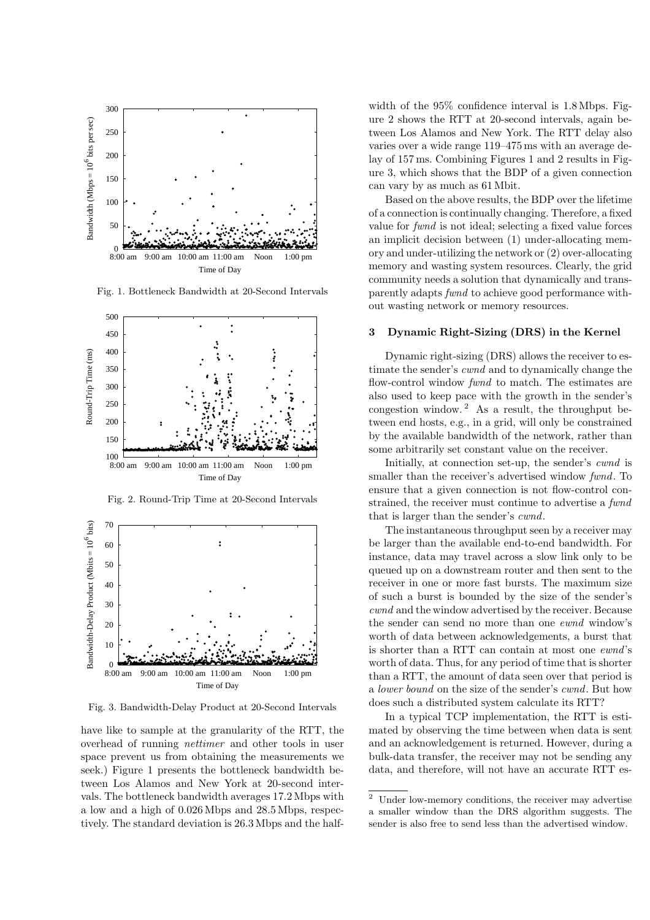300
250
200
150
100
50
0
Bandwidth (Mbps = $10^6$ bits per sec)
8:00 am 9:00 am 10:00 am 11:00 am Noon 1:00 pm
Time of Day

Fig. 1. Bottleneck Bandwidth at 20-Second Intervals

500
450
400
350
300
250
200
150
100
Round-Trip Time (ms)
8:00 am 9:00 am 10:00 am 11:00 am Noon 1:00 pm
Time of Day

Fig. 2. Round-Trip Time at 20-Second Intervals

70
60
50
40
30
20
10
0
Bandwidth-Delay Product (Mbits = $10^6$ bits)
8:00 am 9:00 am 10:00 am 11:00 am Noon 1:00 pm
Time of Day

Fig. 3. Bandwidth-Delay Product at 20-Second Intervals

have like to sample at the granularity of the RTT, the overhead of running *nettimer* and other tools in user space prevent us from obtaining the measurements we seek.) Figure 1 presents the bottleneck bandwidth between Los Alamos and New York at 20-second intervals. The bottleneck bandwidth averages 17.2 Mbps with a low and a high of 0.026 Mbps and 28.5 Mbps, respectively. The standard deviation is 26.3 Mbps and the half-width of the 95% confidence interval is 1.8 Mbps. Figure 2 shows the RTT at 20-second intervals, again between Los Alamos and New York. The RTT delay also varies over a wide range 119–475 ms with an average delay of 157 ms. Combining Figures 1 and 2 results in Figure 3, which shows that the BDP of a given connection can vary by as much as 61 Mbit.

Based on the above results, the BDP over the lifetime of a connection is continually changing. Therefore, a fixed value for *fwnd* is not ideal; selecting a fixed value forces an implicit decision between (1) under-allocating memory and under-utilizing the network or (2) over-allocating memory and wasting system resources. Clearly, the grid community needs a solution that dynamically and transparently adapts *fwnd* to achieve good performance without wasting network or memory resources.

## 3 Dynamic Right-Sizing (DRS) in the Kernel

Dynamic right-sizing (DRS) allows the receiver to estimate the sender's *cwnd* and to dynamically change the flow-control window *fwnd* to match. The estimates are also used to keep pace with the growth in the sender's congestion window.[2] As a result, the throughput between end hosts, e.g., in a grid, will only be constrained by the available bandwidth of the network, rather than some arbitrarily set constant value on the receiver.

Initially, at connection set-up, the sender's *cwnd* is smaller than the receiver's advertised window *fwnd*. To ensure that a given connection is not flow-control constrained, the receiver must continue to advertise a *fwnd* that is larger than the sender's *cwnd*.

The instantaneous throughput seen by a receiver may be larger than the available end-to-end bandwidth. For instance, data may travel across a slow link only to be queued up on a downstream router and then sent to the receiver in one or more fast bursts. The maximum size of such a burst is bounded by the size of the sender's *cwnd* and the window advertised by the receiver. Because the sender can send no more than one *ewnd* window's worth of data between acknowledgements, a burst that is shorter than a RTT can contain at most one *ewnd*'s worth of data. Thus, for any period of time that is shorter than a RTT, the amount of data seen over that period is a *lower bound* on the size of the sender's *cwnd*. But how does such a distributed system calculate its RTT?

In a typical TCP implementation, the RTT is estimated by observing the time between when data is sent and an acknowledgement is returned. However, during a bulk-data transfer, the receiver may not be sending any data, and therefore, will not have an accurate RTT es-

[2] Under low-memory conditions, the receiver may advertise a smaller window than the DRS algorithm suggests. The sender is also free to send less than the advertised window.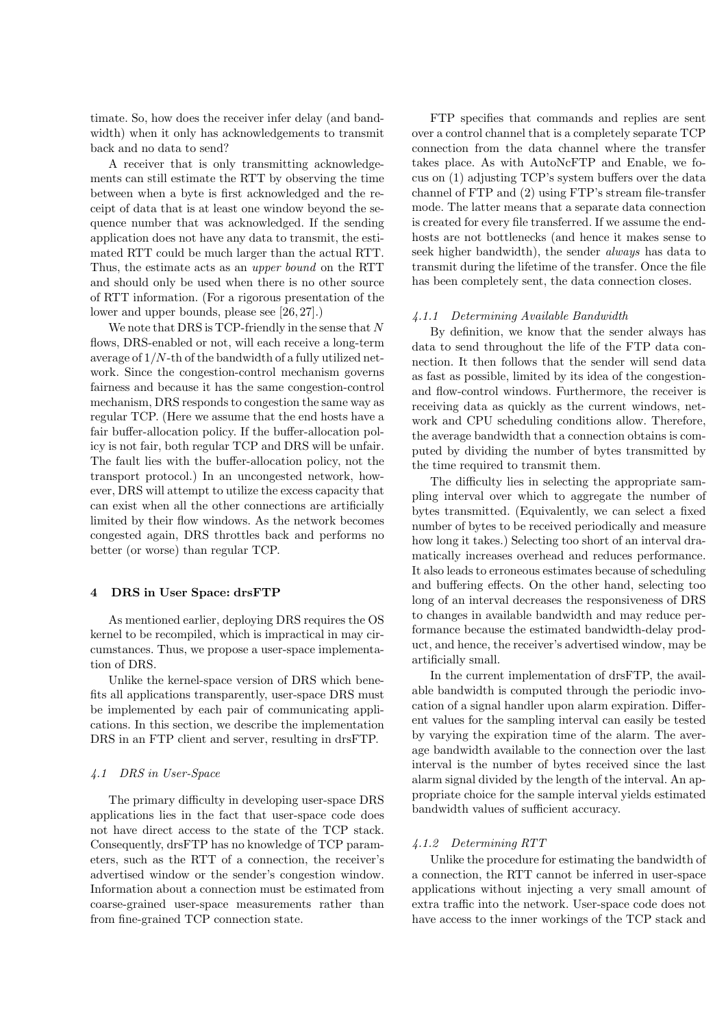timate. So, how does the receiver infer delay (and bandwidth) when it only has acknowledgements to transmit back and no data to send?

A receiver that is only transmitting acknowledgements can still estimate the RTT by observing the time between when a byte is first acknowledged and the receipt of data that is at least one window beyond the sequence number that was acknowledged. If the sending application does not have any data to transmit, the estimated RTT could be much larger than the actual RTT. Thus, the estimate acts as an *upper bound* on the RTT and should only be used when there is no other source of RTT information. (For a rigorous presentation of the lower and upper bounds, please see [26, 27].)

We note that DRS is TCP-friendly in the sense that $N$ flows, DRS-enabled or not, will each receive a long-term average of $1/N$-th of the bandwidth of a fully utilized network. Since the congestion-control mechanism governs fairness and because it has the same congestion-control mechanism, DRS responds to congestion the same way as regular TCP. (Here we assume that the end hosts have a fair buffer-allocation policy. If the buffer-allocation policy is not fair, both regular TCP and DRS will be unfair. The fault lies with the buffer-allocation policy, not the transport protocol.) In an uncongested network, however, DRS will attempt to utilize the excess capacity that can exist when all the other connections are artificially limited by their flow windows. As the network becomes congested again, DRS throttles back and performs no better (or worse) than regular TCP.

## 4 DRS in User Space: drsFTP

As mentioned earlier, deploying DRS requires the OS kernel to be recompiled, which is impractical in may circumstances. Thus, we propose a user-space implementation of DRS.

Unlike the kernel-space version of DRS which benefits all applications transparently, user-space DRS must be implemented by each pair of communicating applications. In this section, we describe the implementation DRS in an FTP client and server, resulting in drsFTP.

### *4.1 DRS in User-Space*

The primary difficulty in developing user-space DRS applications lies in the fact that user-space code does not have direct access to the state of the TCP stack. Consequently, drsFTP has no knowledge of TCP parameters, such as the RTT of a connection, the receiver's advertised window or the sender's congestion window. Information about a connection must be estimated from coarse-grained user-space measurements rather than from fine-grained TCP connection state.

FTP specifies that commands and replies are sent over a control channel that is a completely separate TCP connection from the data channel where the transfer takes place. As with AutoNcFTP and Enable, we focus on (1) adjusting TCP's system buffers over the data channel of FTP and (2) using FTP's stream file-transfer mode. The latter means that a separate data connection is created for every file transferred. If we assume the end-hosts are not bottlenecks (and hence it makes sense to seek higher bandwidth), the sender *always* has data to transmit during the lifetime of the transfer. Once the file has been completely sent, the data connection closes.

#### *4.1.1 Determining Available Bandwidth*

By definition, we know that the sender always has data to send throughout the life of the FTP data connection. It then follows that the sender will send data as fast as possible, limited by its idea of the congestion- and flow-control windows. Furthermore, the receiver is receiving data as quickly as the current windows, network and CPU scheduling conditions allow. Therefore, the average bandwidth that a connection obtains is computed by dividing the number of bytes transmitted by the time required to transmit them.

The difficulty lies in selecting the appropriate sampling interval over which to aggregate the number of bytes transmitted. (Equivalently, we can select a fixed number of bytes to be received periodically and measure how long it takes.) Selecting too short of an interval dramatically increases overhead and reduces performance. It also leads to erroneous estimates because of scheduling and buffering effects. On the other hand, selecting too long of an interval decreases the responsiveness of DRS to changes in available bandwidth and may reduce performance because the estimated bandwidth-delay product, and hence, the receiver's advertised window, may be artificially small.

In the current implementation of drsFTP, the available bandwidth is computed through the periodic invocation of a signal handler upon alarm expiration. Different values for the sampling interval can easily be tested by varying the expiration time of the alarm. The average bandwidth available to the connection over the last interval is the number of bytes received since the last alarm signal divided by the length of the interval. An appropriate choice for the sample interval yields estimated bandwidth values of sufficient accuracy.

#### *4.1.2 Determining RTT*

Unlike the procedure for estimating the bandwidth of a connection, the RTT cannot be inferred in user-space applications without injecting a very small amount of extra traffic into the network. User-space code does not have access to the inner workings of the TCP stack and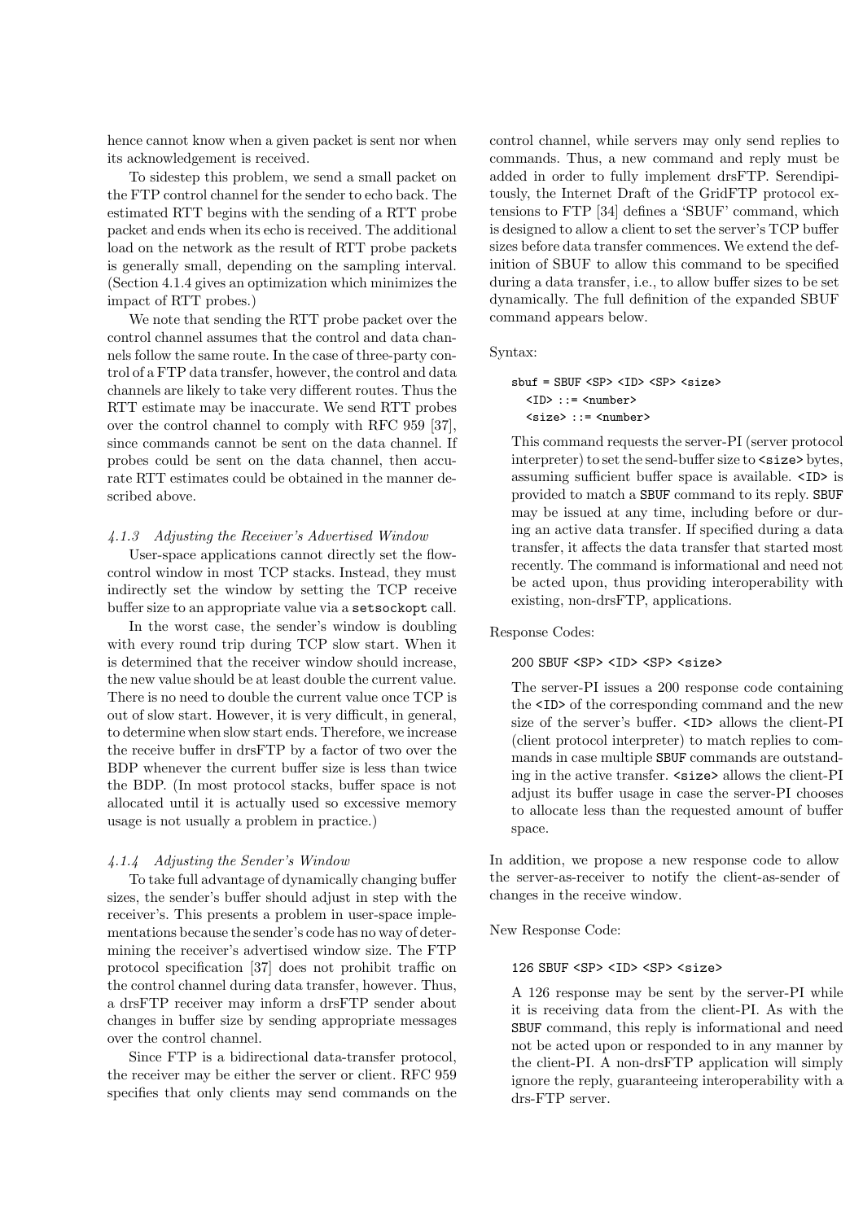hence cannot know when a given packet is sent nor when its acknowledgement is received.

To sidestep this problem, we send a small packet on the FTP control channel for the sender to echo back. The estimated RTT begins with the sending of a RTT probe packet and ends when its echo is received. The additional load on the network as the result of RTT probe packets is generally small, depending on the sampling interval. (Section 4.1.4 gives an optimization which minimizes the impact of RTT probes.)

We note that sending the RTT probe packet over the control channel assumes that the control and data channels follow the same route. In the case of three-party control of a FTP data transfer, however, the control and data channels are likely to take very different routes. Thus the RTT estimate may be inaccurate. We send RTT probes over the control channel to comply with RFC 959 [37], since commands cannot be sent on the data channel. If probes could be sent on the data channel, then accurate RTT estimates could be obtained in the manner described above.

#### *4.1.3 Adjusting the Receiver's Advertised Window*

User-space applications cannot directly set the flow-control window in most TCP stacks. Instead, they must indirectly set the window by setting the TCP receive buffer size to an appropriate value via a `setsockopt` call.

In the worst case, the sender's window is doubling with every round trip during TCP slow start. When it is determined that the receiver window should increase, the new value should be at least double the current value. There is no need to double the current value once TCP is out of slow start. However, it is very difficult, in general, to determine when slow start ends. Therefore, we increase the receive buffer in drsFTP by a factor of two over the BDP whenever the current buffer size is less than twice the BDP. (In most protocol stacks, buffer space is not allocated until it is actually used so excessive memory usage is not usually a problem in practice.)

#### *4.1.4 Adjusting the Sender's Window*

To take full advantage of dynamically changing buffer sizes, the sender's buffer should adjust in step with the receiver's. This presents a problem in user-space implementations because the sender's code has no way of determining the receiver's advertised window size. The FTP protocol specification [37] does not prohibit traffic on the control channel during data transfer, however. Thus, a drsFTP receiver may inform a drsFTP sender about changes in buffer size by sending appropriate messages over the control channel.

Since FTP is a bidirectional data-transfer protocol, the receiver may be either the server or client. RFC 959 specifies that only clients may send commands on the control channel, while servers may only send replies to commands. Thus, a new command and reply must be added in order to fully implement drsFTP. Serendipitously, the Internet Draft of the GridFTP protocol extensions to FTP [34] defines a 'SBUF' command, which is designed to allow a client to set the server's TCP buffer sizes before data transfer commences. We extend the definition of SBUF to allow this command to be specified during a data transfer, i.e., to allow buffer sizes to be set dynamically. The full definition of the expanded SBUF command appears below.

Syntax:

```
sbuf = SBUF <SP> <ID> <SP> <size>
  <ID> ::= <number>
  <size> ::= <number>
```

This command requests the server-PI (server protocol interpreter) to set the send-buffer size to `<size>` bytes, assuming sufficient buffer space is available. `<ID>` is provided to match a `SBUF` command to its reply. `SBUF` may be issued at any time, including before or during an active data transfer. If specified during a data transfer, it affects the data transfer that started most recently. The command is informational and need not be acted upon, thus providing interoperability with existing, non-drsFTP, applications.

Response Codes:

```
200 SBUF <SP> <ID> <SP> <size>
```

The server-PI issues a 200 response code containing the `<ID>` of the corresponding command and the new size of the server's buffer. `<ID>` allows the client-PI (client protocol interpreter) to match replies to commands in case multiple `SBUF` commands are outstanding in the active transfer. `<size>` allows the client-PI adjust its buffer usage in case the server-PI chooses to allocate less than the requested amount of buffer space.

In addition, we propose a new response code to allow the server-as-receiver to notify the client-as-sender of changes in the receive window.

New Response Code:

```
126 SBUF <SP> <ID> <SP> <size>
```

A 126 response may be sent by the server-PI while it is receiving data from the client-PI. As with the `SBUF` command, this reply is informational and need not be acted upon or responded to in any manner by the client-PI. A non-drsFTP application will simply ignore the reply, guaranteeing interoperability with a drs-FTP server.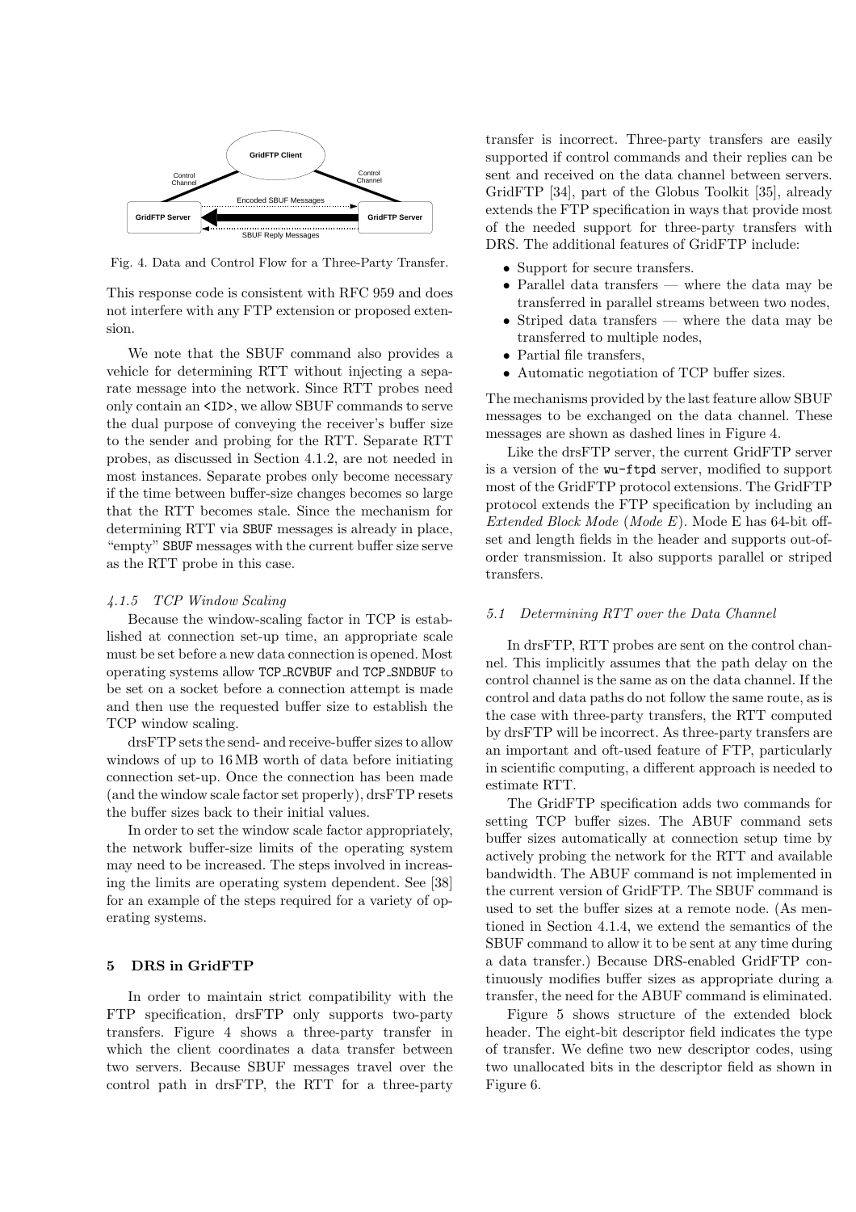Fig. 4. Data and Control Flow for a Three-Party Transfer.

This response code is consistent with RFC 959 and does not interfere with any FTP extension or proposed extension.

We note that the SBUF command also provides a vehicle for determining RTT without injecting a separate message into the network. Since RTT probes need only contain an <ID>, we allow SBUF commands to serve the dual purpose of conveying the receiver's buffer size to the sender and probing for the RTT. Separate RTT probes, as discussed in Section 4.1.2, are not needed in most instances. Separate probes only become necessary if the time between buffer-size changes becomes so large that the RTT becomes stale. Since the mechanism for determining RTT via `SBUF` messages is already in place, "empty" `SBUF` messages with the current buffer size serve as the RTT probe in this case.

#### *4.1.5 TCP Window Scaling*

Because the window-scaling factor in TCP is established at connection set-up time, an appropriate scale must be set before a new data connection is opened. Most operating systems allow `TCP_RCVBUF` and `TCP_SNDBUF` to be set on a socket before a connection attempt is made and then use the requested buffer size to establish the TCP window scaling.

drsFTP sets the send- and receive-buffer sizes to allow windows of up to 16 MB worth of data before initiating connection set-up. Once the connection has been made (and the window scale factor set properly), drsFTP resets the buffer sizes back to their initial values.

In order to set the window scale factor appropriately, the network buffer-size limits of the operating system may need to be increased. The steps involved in increasing the limits are operating system dependent. See [38] for an example of the steps required for a variety of operating systems.

## 5 DRS in GridFTP

In order to maintain strict compatibility with the FTP specification, drsFTP only supports two-party transfers. Figure 4 shows a three-party transfer in which the client coordinates a data transfer between two servers. Because SBUF messages travel over the control path in drsFTP, the RTT for a three-party transfer is incorrect. Three-party transfers are easily supported if control commands and their replies can be sent and received on the data channel between servers. GridFTP [34], part of the Globus Toolkit [35], already extends the FTP specification in ways that provide most of the needed support for three-party transfers with DRS. The additional features of GridFTP include:

- Support for secure transfers.
- Parallel data transfers — where the data may be transferred in parallel streams between two nodes,
- Striped data transfers — where the data may be transferred to multiple nodes,
- Partial file transfers,
- Automatic negotiation of TCP buffer sizes.

The mechanisms provided by the last feature allow SBUF messages to be exchanged on the data channel. These messages are shown as dashed lines in Figure 4.

Like the drsFTP server, the current GridFTP server is a version of the `wu-ftpd` server, modified to support most of the GridFTP protocol extensions. The GridFTP protocol extends the FTP specification by including an *Extended Block Mode* (*Mode E*). Mode E has 64-bit offset and length fields in the header and supports out-of-order transmission. It also supports parallel or striped transfers.

### *5.1 Determining RTT over the Data Channel*

In drsFTP, RTT probes are sent on the control channel. This implicitly assumes that the path delay on the control channel is the same as on the data channel. If the control and data paths do not follow the same route, as is the case with three-party transfers, the RTT computed by drsFTP will be incorrect. As three-party transfers are an important and oft-used feature of FTP, particularly in scientific computing, a different approach is needed to estimate RTT.

The GridFTP specification adds two commands for setting TCP buffer sizes. The ABUF command sets buffer sizes automatically at connection setup time by actively probing the network for the RTT and available bandwidth. The ABUF command is not implemented in the current version of GridFTP. The SBUF command is used to set the buffer sizes at a remote node. (As mentioned in Section 4.1.4, we extend the semantics of the SBUF command to allow it to be sent at any time during a data transfer.) Because DRS-enabled GridFTP continuously modifies buffer sizes as appropriate during a transfer, the need for the ABUF command is eliminated.

Figure 5 shows structure of the extended block header. The eight-bit descriptor field indicates the type of transfer. We define two new descriptor codes, using two unallocated bits in the descriptor field as shown in Figure 6.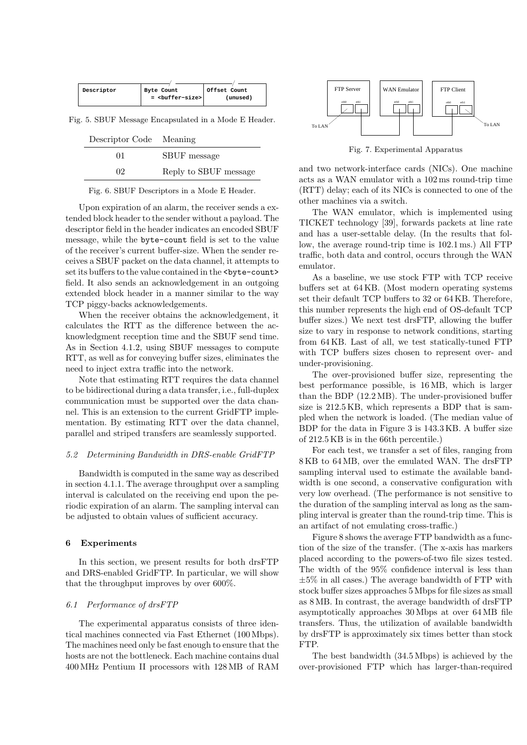| Descriptor | Byte Count = <buffer-size> | Offset Count (unused) |
|---|---|---|

Fig. 5. SBUF Message Encapsulated in a Mode E Header.

| Descriptor Code | Meaning |
|---|---|
| 01 | SBUF message |
| 02 | Reply to SBUF message |

Fig. 6. SBUF Descriptors in a Mode E Header.

Upon expiration of an alarm, the receiver sends a extended block header to the sender without a payload. The descriptor field in the header indicates an encoded SBUF message, while the `byte-count` field is set to the value of the receiver's current buffer-size. When the sender receives a SBUF packet on the data channel, it attempts to set its buffers to the value contained in the `<byte-count>` field. It also sends an acknowledgement in an outgoing extended block header in a manner similar to the way TCP piggy-backs acknowledgements.

When the receiver obtains the acknowledgement, it calculates the RTT as the difference between the acknowledgment reception time and the SBUF send time. As in Section 4.1.2, using SBUF messages to compute RTT, as well as for conveying buffer sizes, eliminates the need to inject extra traffic into the network.

Note that estimating RTT requires the data channel to be bidirectional during a data transfer, i.e., full-duplex communication must be supported over the data channel. This is an extension to the current GridFTP implementation. By estimating RTT over the data channel, parallel and striped transfers are seamlessly supported.

### 5.2 Determining Bandwidth in DRS-enable GridFTP

Bandwidth is computed in the same way as described in section 4.1.1. The average throughput over a sampling interval is calculated on the receiving end upon the periodic expiration of an alarm. The sampling interval can be adjusted to obtain values of sufficient accuracy.

## 6 Experiments

In this section, we present results for both drsFTP and DRS-enabled GridFTP. In particular, we will show that the throughput improves by over 600%.

### 6.1 Performance of drsFTP

The experimental apparatus consists of three identical machines connected via Fast Ethernet (100 Mbps). The machines need only be fast enough to ensure that the hosts are not the bottleneck. Each machine contains dual 400 MHz Pentium II processors with 128 MB of RAM and two network-interface cards (NICs). One machine acts as a WAN emulator with a 102 ms round-trip time (RTT) delay; each of its NICs is connected to one of the other machines via a switch.

Fig. 7. Experimental Apparatus

The WAN emulator, which is implemented using TICKET technology [39], forwards packets at line rate and has a user-settable delay. (In the results that follow, the average round-trip time is 102.1 ms.) All FTP traffic, both data and control, occurs through the WAN emulator.

As a baseline, we use stock FTP with TCP receive buffers set at 64 KB. (Most modern operating systems set their default TCP buffers to 32 or 64 KB. Therefore, this number represents the high end of OS-default TCP buffer sizes.) We next test drsFTP, allowing the buffer size to vary in response to network conditions, starting from 64 KB. Last of all, we test statically-tuned FTP with TCP buffers sizes chosen to represent over- and under-provisioning.

The over-provisioned buffer size, representing the best performance possible, is 16 MB, which is larger than the BDP (12.2 MB). The under-provisioned buffer size is 212.5 KB, which represents a BDP that is sampled when the network is loaded. (The median value of BDP for the data in Figure 3 is 143.3 KB. A buffer size of 212.5 KB is in the 66th percentile.)

For each test, we transfer a set of files, ranging from 8 KB to 64 MB, over the emulated WAN. The drsFTP sampling interval used to estimate the available bandwidth is one second, a conservative configuration with very low overhead. (The performance is not sensitive to the duration of the sampling interval as long as the sampling interval is greater than the round-trip time. This is an artifact of not emulating cross-traffic.)

Figure 8 shows the average FTP bandwidth as a function of the size of the transfer. (The x-axis has markers placed according to the powers-of-two file sizes tested. The width of the 95% confidence interval is less than $\pm 5\%$ in all cases.) The average bandwidth of FTP with stock buffer sizes approaches 5 Mbps for file sizes as small as 8 MB. In contrast, the average bandwidth of drsFTP asymptotically approaches 30 Mbps at over 64 MB file transfers. Thus, the utilization of available bandwidth by drsFTP is approximately six times better than stock FTP.

The best bandwidth (34.5 Mbps) is achieved by the over-provisioned FTP which has larger-than-required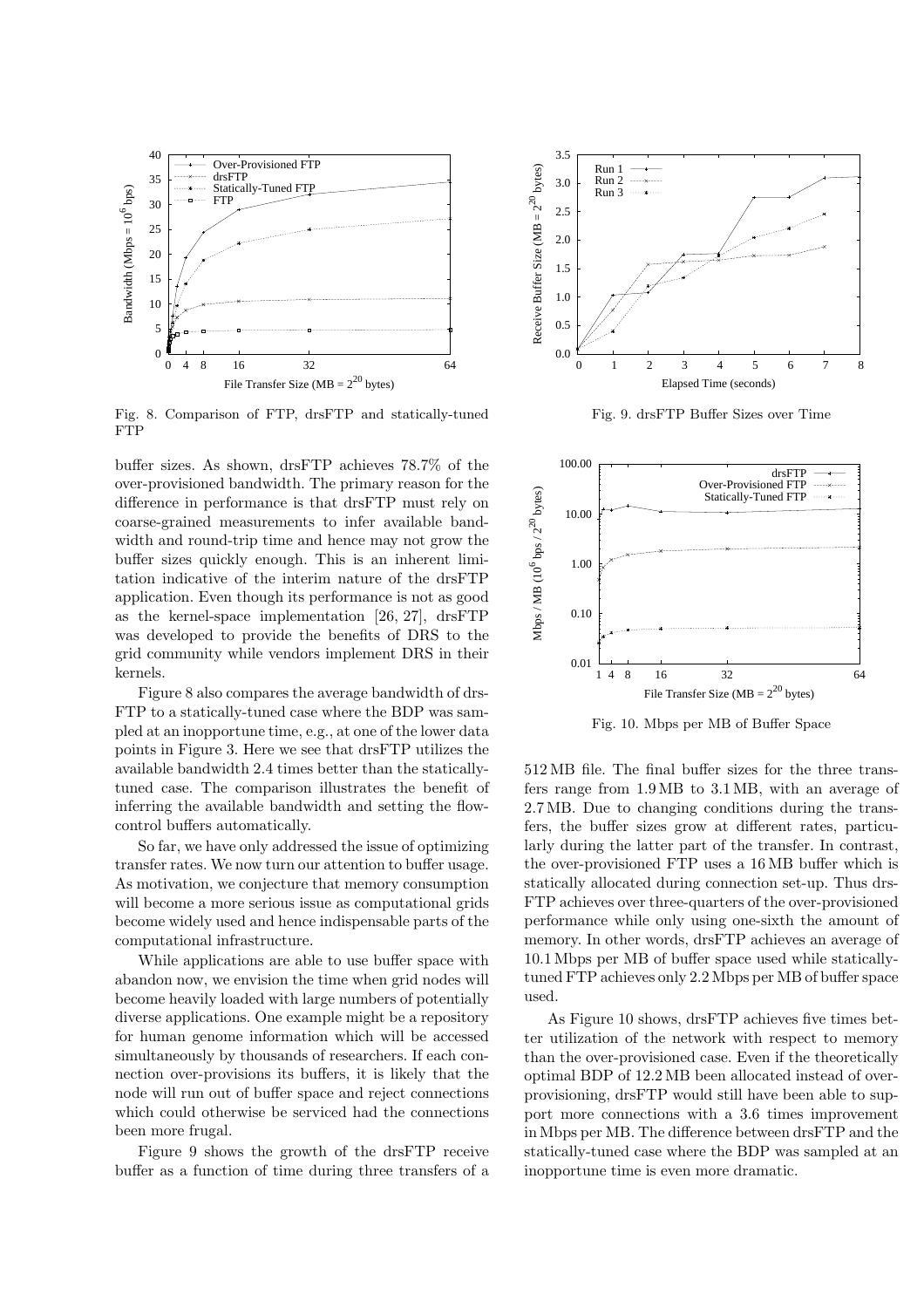Fig. 8. Comparison of FTP, drsFTP and statically-tuned FTP

buffer sizes. As shown, drsFTP achieves 78.7% of the over-provisioned bandwidth. The primary reason for the difference in performance is that drsFTP must rely on coarse-grained measurements to infer available bandwidth and round-trip time and hence may not grow the buffer sizes quickly enough. This is an inherent limitation indicative of the interim nature of the drsFTP application. Even though its performance is not as good as the kernel-space implementation [26, 27], drsFTP was developed to provide the benefits of DRS to the grid community while vendors implement DRS in their kernels.

Figure 8 also compares the average bandwidth of drsFTP to a statically-tuned case where the BDP was sampled at an inopportune time, e.g., at one of the lower data points in Figure 3. Here we see that drsFTP utilizes the available bandwidth 2.4 times better than the statically-tuned case. The comparison illustrates the benefit of inferring the available bandwidth and setting the flow-control buffers automatically.

So far, we have only addressed the issue of optimizing transfer rates. We now turn our attention to buffer usage. As motivation, we conjecture that memory consumption will become a more serious issue as computational grids become widely used and hence indispensable parts of the computational infrastructure.

While applications are able to use buffer space with abandon now, we envision the time when grid nodes will become heavily loaded with large numbers of potentially diverse applications. One example might be a repository for human genome information which will be accessed simultaneously by thousands of researchers. If each connection over-provisions its buffers, it is likely that the node will run out of buffer space and reject connections which could otherwise be serviced had the connections been more frugal.

Figure 9 shows the growth of the drsFTP receive buffer as a function of time during three transfers of a 512 MB file. The final buffer sizes for the three transfers range from 1.9 MB to 3.1 MB, with an average of 2.7 MB. Due to changing conditions during the transfers, the buffer sizes grow at different rates, particularly during the latter part of the transfer. In contrast, the over-provisioned FTP uses a 16 MB buffer which is statically allocated during connection set-up. Thus drsFTP achieves over three-quarters of the over-provisioned performance while only using one-sixth the amount of memory. In other words, drsFTP achieves an average of 10.1 Mbps per MB of buffer space used while statically-tuned FTP achieves only 2.2 Mbps per MB of buffer space used.

Fig. 9. drsFTP Buffer Sizes over Time

Fig. 10. Mbps per MB of Buffer Space

As Figure 10 shows, drsFTP achieves five times better utilization of the network with respect to memory than the over-provisioned case. Even if the theoretically optimal BDP of 12.2 MB been allocated instead of over-provisioning, drsFTP would still have been able to support more connections with a 3.6 times improvement in Mbps per MB. The difference between drsFTP and the statically-tuned case where the BDP was sampled at an inopportune time is even more dramatic.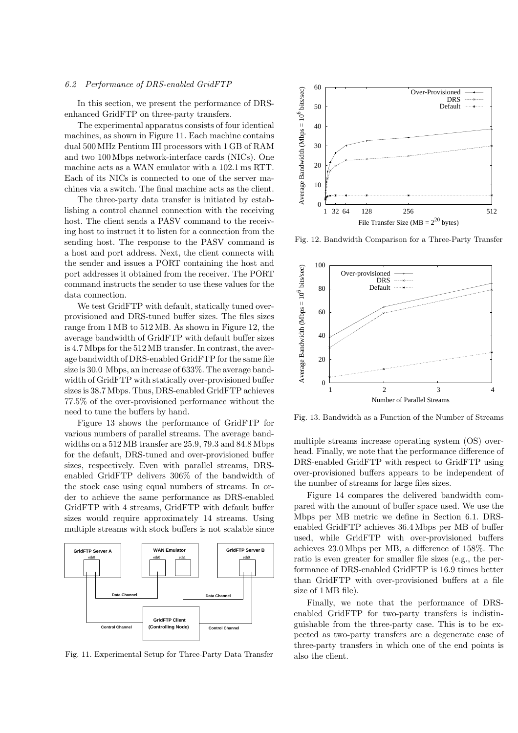### 6.2 Performance of DRS-enabled GridFTP

In this section, we present the performance of DRS-enhanced GridFTP on three-party transfers.

The experimental apparatus consists of four identical machines, as shown in Figure 11. Each machine contains dual 500 MHz Pentium III processors with 1 GB of RAM and two 100 Mbps network-interface cards (NICs). One machine acts as a WAN emulator with a 102.1 ms RTT. Each of its NICs is connected to one of the server machines via a switch. The final machine acts as the client.

The three-party data transfer is initiated by establishing a control channel connection with the receiving host. The client sends a PASV command to the receiving host to instruct it to listen for a connection from the sending host. The response to the PASV command is a host and port address. Next, the client connects with the sender and issues a PORT containing the host and port addresses it obtained from the receiver. The PORT command instructs the sender to use these values for the data connection.

We test GridFTP with default, statically tuned over-provisioned and DRS-tuned buffer sizes. The files sizes range from 1 MB to 512 MB. As shown in Figure 12, the average bandwidth of GridFTP with default buffer sizes is 4.7 Mbps for the 512 MB transfer. In contrast, the average bandwidth of DRS-enabled GridFTP for the same file size is 30.0 Mbps, an increase of 633%. The average bandwidth of GridFTP with statically over-provisioned buffer sizes is 38.7 Mbps. Thus, DRS-enabled GridFTP achieves 77.5% of the over-provisioned performance without the need to tune the buffers by hand.

Figure 13 shows the performance of GridFTP for various numbers of parallel streams. The average bandwidths on a 512 MB transfer are 25.9, 79.3 and 84.8 Mbps for the default, DRS-tuned and over-provisioned buffer sizes, respectively. Even with parallel streams, DRS-enabled GridFTP delivers 306% of the bandwidth of the stock case using equal numbers of streams. In order to achieve the same performance as DRS-enabled GridFTP with 4 streams, GridFTP with default buffer sizes would require approximately 14 streams. Using multiple streams with stock buffers is not scalable since multiple streams increase operating system (OS) overhead. Finally, we note that the performance difference of DRS-enabled GridFTP with respect to GridFTP using over-provisioned buffers appears to be independent of the number of streams for large files sizes.

Fig. 11. Experimental Setup for Three-Party Data Transfer

Fig. 12. Bandwidth Comparison for a Three-Party Transfer

Fig. 13. Bandwidth as a Function of the Number of Streams

Figure 14 compares the delivered bandwidth compared with the amount of buffer space used. We use the Mbps per MB metric we define in Section 6.1. DRS-enabled GridFTP achieves 36.4 Mbps per MB of buffer used, while GridFTP with over-provisioned buffers achieves 23.0 Mbps per MB, a difference of 158%. The ratio is even greater for smaller file sizes (e.g., the performance of DRS-enabled GridFTP is 16.9 times better than GridFTP with over-provisioned buffers at a file size of 1 MB file).

Finally, we note that the performance of DRS-enabled GridFTP for two-party transfers is indistinguishable from the three-party case. This is to be expected as two-party transfers are a degenerate case of three-party transfers in which one of the end points is also the client.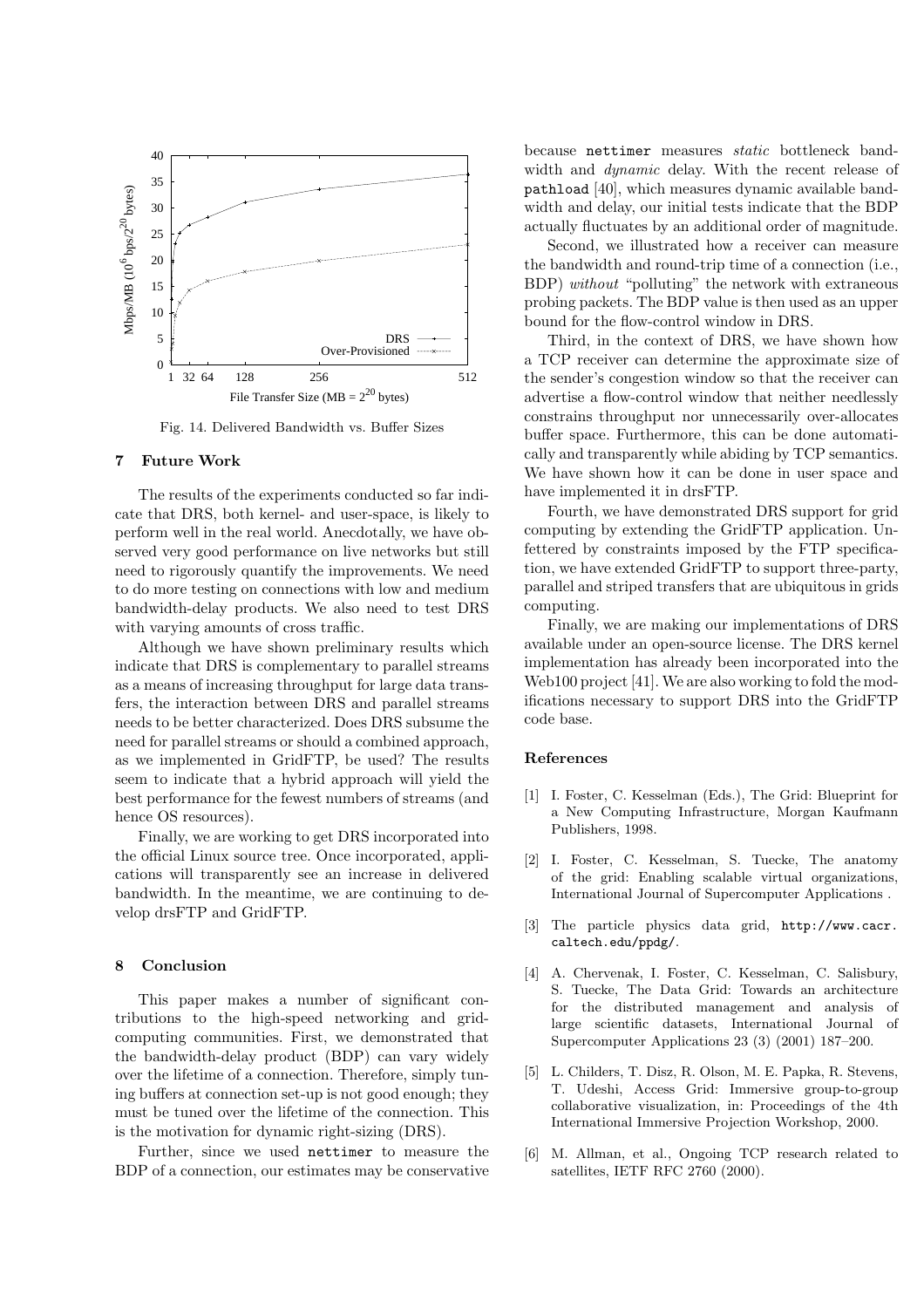Fig. 14. Delivered Bandwidth vs. Buffer Sizes

## 7 Future Work

The results of the experiments conducted so far indicate that DRS, both kernel- and user-space, is likely to perform well in the real world. Anecdotally, we have observed very good performance on live networks but still need to rigorously quantify the improvements. We need to do more testing on connections with low and medium bandwidth-delay products. We also need to test DRS with varying amounts of cross traffic.

Although we have shown preliminary results which indicate that DRS is complementary to parallel streams as a means of increasing throughput for large data transfers, the interaction between DRS and parallel streams needs to be better characterized. Does DRS subsume the need for parallel streams or should a combined approach, as we implemented in GridFTP, be used? The results seem to indicate that a hybrid approach will yield the best performance for the fewest numbers of streams (and hence OS resources).

Finally, we are working to get DRS incorporated into the official Linux source tree. Once incorporated, applications will transparently see an increase in delivered bandwidth. In the meantime, we are continuing to develop drsFTP and GridFTP.

## 8 Conclusion

This paper makes a number of significant contributions to the high-speed networking and grid-computing communities. First, we demonstrated that the bandwidth-delay product (BDP) can vary widely over the lifetime of a connection. Therefore, simply tuning buffers at connection set-up is not good enough; they must be tuned over the lifetime of the connection. This is the motivation for dynamic right-sizing (DRS).

Further, since we used `nettimer` to measure the BDP of a connection, our estimates may be conservative because `nettimer` measures *static* bottleneck bandwidth and *dynamic* delay. With the recent release of `pathload` [40], which measures dynamic available bandwidth and delay, our initial tests indicate that the BDP actually fluctuates by an additional order of magnitude.

Second, we illustrated how a receiver can measure the bandwidth and round-trip time of a connection (i.e., BDP) *without* "polluting" the network with extraneous probing packets. The BDP value is then used as an upper bound for the flow-control window in DRS.

Third, in the context of DRS, we have shown how a TCP receiver can determine the approximate size of the sender's congestion window so that the receiver can advertise a flow-control window that neither needlessly constrains throughput nor unnecessarily over-allocates buffer space. Furthermore, this can be done automatically and transparently while abiding by TCP semantics. We have shown how it can be done in user space and have implemented it in drsFTP.

Fourth, we have demonstrated DRS support for grid computing by extending the GridFTP application. Unfettered by constraints imposed by the FTP specification, we have extended GridFTP to support three-party, parallel and striped transfers that are ubiquitous in grids computing.

Finally, we are making our implementations of DRS available under an open-source license. The DRS kernel implementation has already been incorporated into the Web100 project [41]. We are also working to fold the modifications necessary to support DRS into the GridFTP code base.

## References

[1] I. Foster, C. Kesselman (Eds.), The Grid: Blueprint for a New Computing Infrastructure, Morgan Kaufmann Publishers, 1998.

[2] I. Foster, C. Kesselman, S. Tuecke, The anatomy of the grid: Enabling scalable virtual organizations, International Journal of Supercomputer Applications .

[3] The particle physics data grid, `http://www.cacr.caltech.edu/ppdg/`.

[4] A. Chervenak, I. Foster, C. Kesselman, C. Salisbury, S. Tuecke, The Data Grid: Towards an architecture for the distributed management and analysis of large scientific datasets, International Journal of Supercomputer Applications 23 (3) (2001) 187–200.

[5] L. Childers, T. Disz, R. Olson, M. E. Papka, R. Stevens, T. Udeshi, Access Grid: Immersive group-to-group collaborative visualization, in: Proceedings of the 4th International Immersive Projection Workshop, 2000.

[6] M. Allman, et al., Ongoing TCP research related to satellites, IETF RFC 2760 (2000).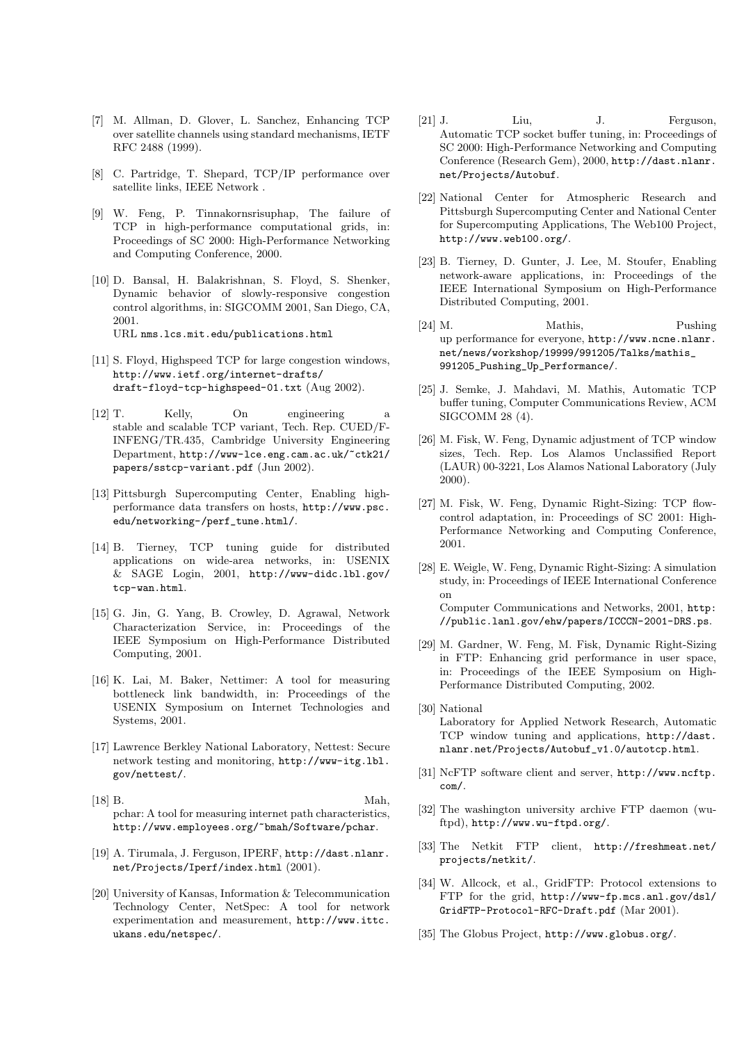[7] M. Allman, D. Glover, L. Sanchez, Enhancing TCP over satellite channels using standard mechanisms, IETF RFC 2488 (1999).

[8] C. Partridge, T. Shepard, TCP/IP performance over satellite links, IEEE Network .

[9] W. Feng, P. Tinnakornsrisuphap, The failure of TCP in high-performance computational grids, in: Proceedings of SC 2000: High-Performance Networking and Computing Conference, 2000.

[10] D. Bansal, H. Balakrishnan, S. Floyd, S. Shenker, Dynamic behavior of slowly-responsive congestion control algorithms, in: SIGCOMM 2001, San Diego, CA, 2001.
URL nms.lcs.mit.edu/publications.html

[11] S. Floyd, Highspeed TCP for large congestion windows, http://www.ietf.org/internet-drafts/draft-floyd-tcp-highspeed-01.txt (Aug 2002).

[12] T. Kelly, On engineering a stable and scalable TCP variant, Tech. Rep. CUED/F-INFENG/TR.435, Cambridge University Engineering Department, http://www-lce.eng.cam.ac.uk/~ctk21/papers/sstcp-variant.pdf (Jun 2002).

[13] Pittsburgh Supercomputing Center, Enabling high-performance data transfers on hosts, http://www.psc.edu/networking-/perf_tune.html/.

[14] B. Tierney, TCP tuning guide for distributed applications on wide-area networks, in: USENIX & SAGE Login, 2001, http://www-didc.lbl.gov/tcp-wan.html.

[15] G. Jin, G. Yang, B. Crowley, D. Agrawal, Network Characterization Service, in: Proceedings of the IEEE Symposium on High-Performance Distributed Computing, 2001.

[16] K. Lai, M. Baker, Nettimer: A tool for measuring bottleneck link bandwidth, in: Proceedings of the USENIX Symposium on Internet Technologies and Systems, 2001.

[17] Lawrence Berkley National Laboratory, Nettest: Secure network testing and monitoring, http://www-itg.lbl.gov/nettest/.

[18] B. Mah, pchar: A tool for measuring internet path characteristics, http://www.employees.org/~bmah/Software/pchar.

[19] A. Tirumala, J. Ferguson, IPERF, http://dast.nlanr.net/Projects/Iperf/index.html (2001).

[20] University of Kansas, Information & Telecommunication Technology Center, NetSpec: A tool for network experimentation and measurement, http://www.ittc.ukans.edu/netspec/.

[21] J. Liu, J. Ferguson, Automatic TCP socket buffer tuning, in: Proceedings of SC 2000: High-Performance Networking and Computing Conference (Research Gem), 2000, http://dast.nlanr.net/Projects/Autobuf.

[22] National Center for Atmospheric Research and Pittsburgh Supercomputing Center and National Center for Supercomputing Applications, The Web100 Project, http://www.web100.org/.

[23] B. Tierney, D. Gunter, J. Lee, M. Stoufer, Enabling network-aware applications, in: Proceedings of the IEEE International Symposium on High-Performance Distributed Computing, 2001.

[24] M. Mathis, Pushing up performance for everyone, http://www.ncne.nlanr.net/news/workshop/19999/991205/Talks/mathis_991205_Pushing_Up_Performance/.

[25] J. Semke, J. Mahdavi, M. Mathis, Automatic TCP buffer tuning, Computer Communications Review, ACM SIGCOMM 28 (4).

[26] M. Fisk, W. Feng, Dynamic adjustment of TCP window sizes, Tech. Rep. Los Alamos Unclassified Report (LAUR) 00-3221, Los Alamos National Laboratory (July 2000).

[27] M. Fisk, W. Feng, Dynamic Right-Sizing: TCP flow-control adaptation, in: Proceedings of SC 2001: High-Performance Networking and Computing Conference, 2001.

[28] E. Weigle, W. Feng, Dynamic Right-Sizing: A simulation study, in: Proceedings of IEEE International Conference on Computer Communications and Networks, 2001, http://public.lanl.gov/ehw/papers/ICCCN-2001-DRS.ps.

[29] M. Gardner, W. Feng, M. Fisk, Dynamic Right-Sizing in FTP: Enhancing grid performance in user space, in: Proceedings of the IEEE Symposium on High-Performance Distributed Computing, 2002.

[30] National Laboratory for Applied Network Research, Automatic TCP window tuning and applications, http://dast.nlanr.net/Projects/Autobuf_v1.0/autotcp.html.

[31] NcFTP software client and server, http://www.ncftp.com/.

[32] The washington university archive FTP daemon (wu-ftpd), http://www.wu-ftpd.org/.

[33] The Netkit FTP client, http://freshmeat.net/projects/netkit/.

[34] W. Allcock, et al., GridFTP: Protocol extensions to FTP for the grid, http://www-fp.mcs.anl.gov/dsl/GridFTP-Protocol-RFC-Draft.pdf (Mar 2001).

[35] The Globus Project, http://www.globus.org/.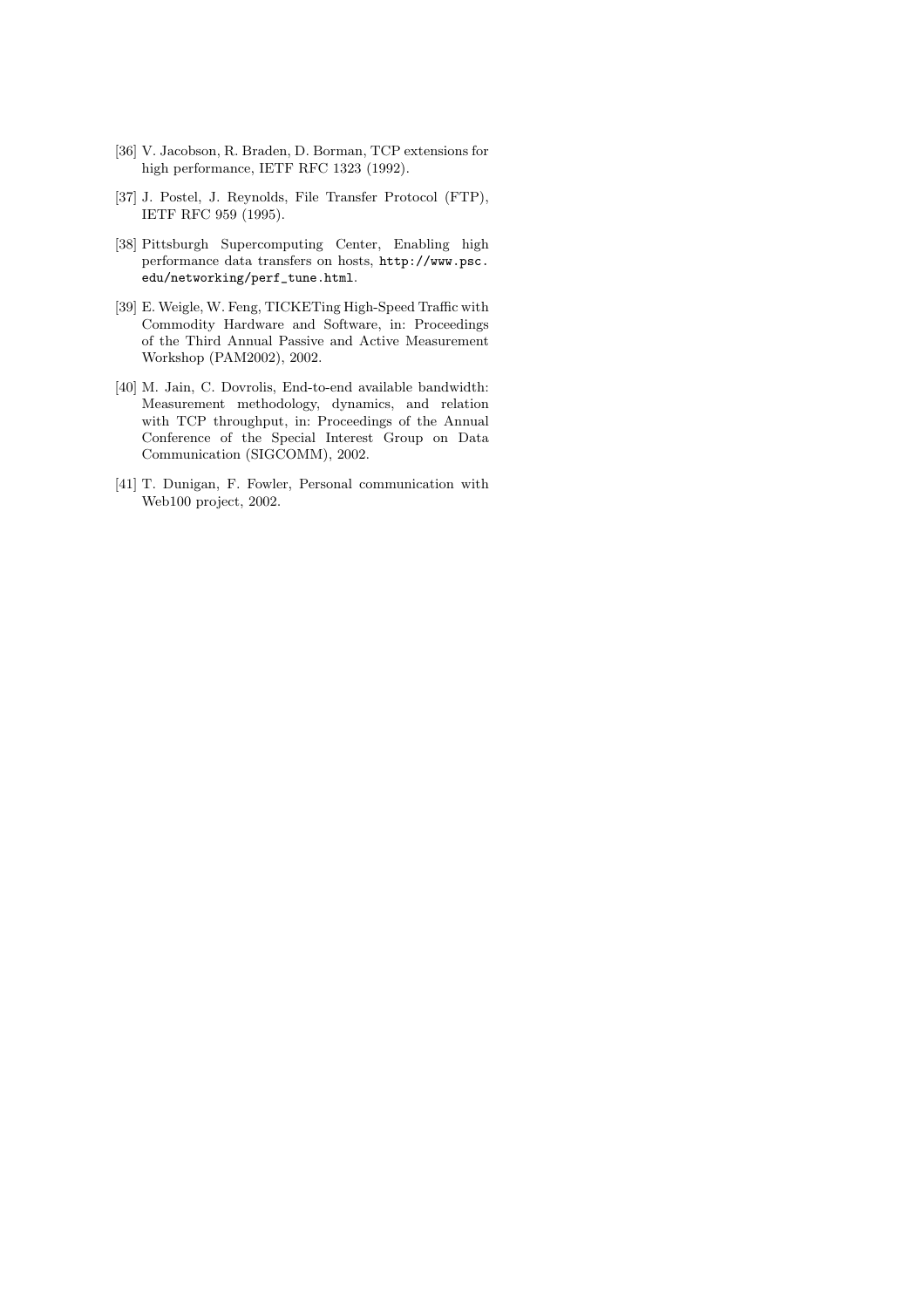[36] V. Jacobson, R. Braden, D. Borman, TCP extensions for high performance, IETF RFC 1323 (1992).

[37] J. Postel, J. Reynolds, File Transfer Protocol (FTP), IETF RFC 959 (1995).

[38] Pittsburgh Supercomputing Center, Enabling high performance data transfers on hosts, http://www.psc.edu/networking/perf_tune.html.

[39] E. Weigle, W. Feng, TICKETing High-Speed Traffic with Commodity Hardware and Software, in: Proceedings of the Third Annual Passive and Active Measurement Workshop (PAM2002), 2002.

[40] M. Jain, C. Dovrolis, End-to-end available bandwidth: Measurement methodology, dynamics, and relation with TCP throughput, in: Proceedings of the Annual Conference of the Special Interest Group on Data Communication (SIGCOMM), 2002.

[41] T. Dunigan, F. Fowler, Personal communication with Web100 project, 2002.